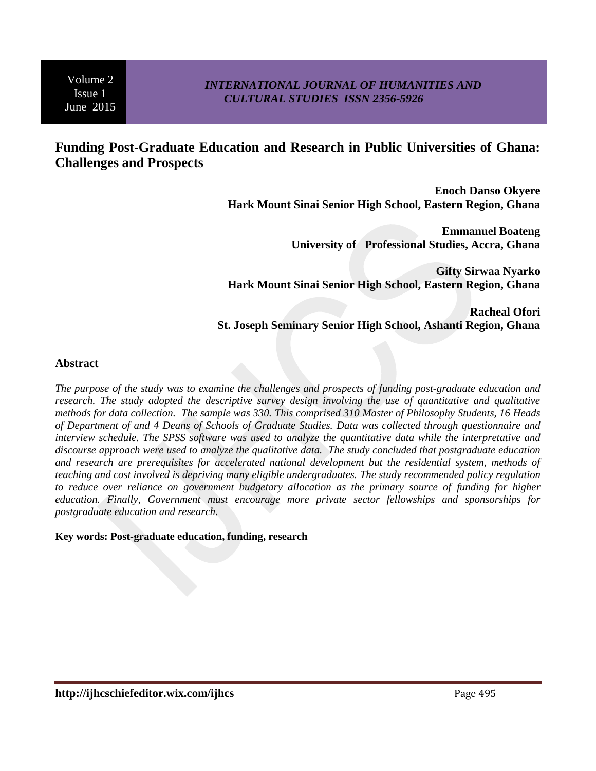# Funding Post-Graduate Education and Research in Public Universities of Ghana: Challenges and Prospects

**Enoch Danso Okyere**
**Hark Mount Sinai Senior High School, Eastern Region, Ghana**

**Emmanuel Boateng**
**University of Professional Studies, Accra, Ghana**

**Gifty Sirwaa Nyarko**
**Hark Mount Sinai Senior High School, Eastern Region, Ghana**

**Racheal Ofori**
**St. Joseph Seminary Senior High School, Ashanti Region, Ghana**

## Abstract

*The purpose of the study was to examine the challenges and prospects of funding post-graduate education and research. The study adopted the descriptive survey design involving the use of quantitative and qualitative methods for data collection. The sample was 330. This comprised 310 Master of Philosophy Students, 16 Heads of Department of and 4 Deans of Schools of Graduate Studies. Data was collected through questionnaire and interview schedule. The SPSS software was used to analyze the quantitative data while the interpretative and discourse approach were used to analyze the qualitative data. The study concluded that postgraduate education and research are prerequisites for accelerated national development but the residential system, methods of teaching and cost involved is depriving many eligible undergraduates. The study recommended policy regulation to reduce over reliance on government budgetary allocation as the primary source of funding for higher education. Finally, Government must encourage more private sector fellowships and sponsorships for postgraduate education and research.*

**Key words: Post-graduate education, funding, research**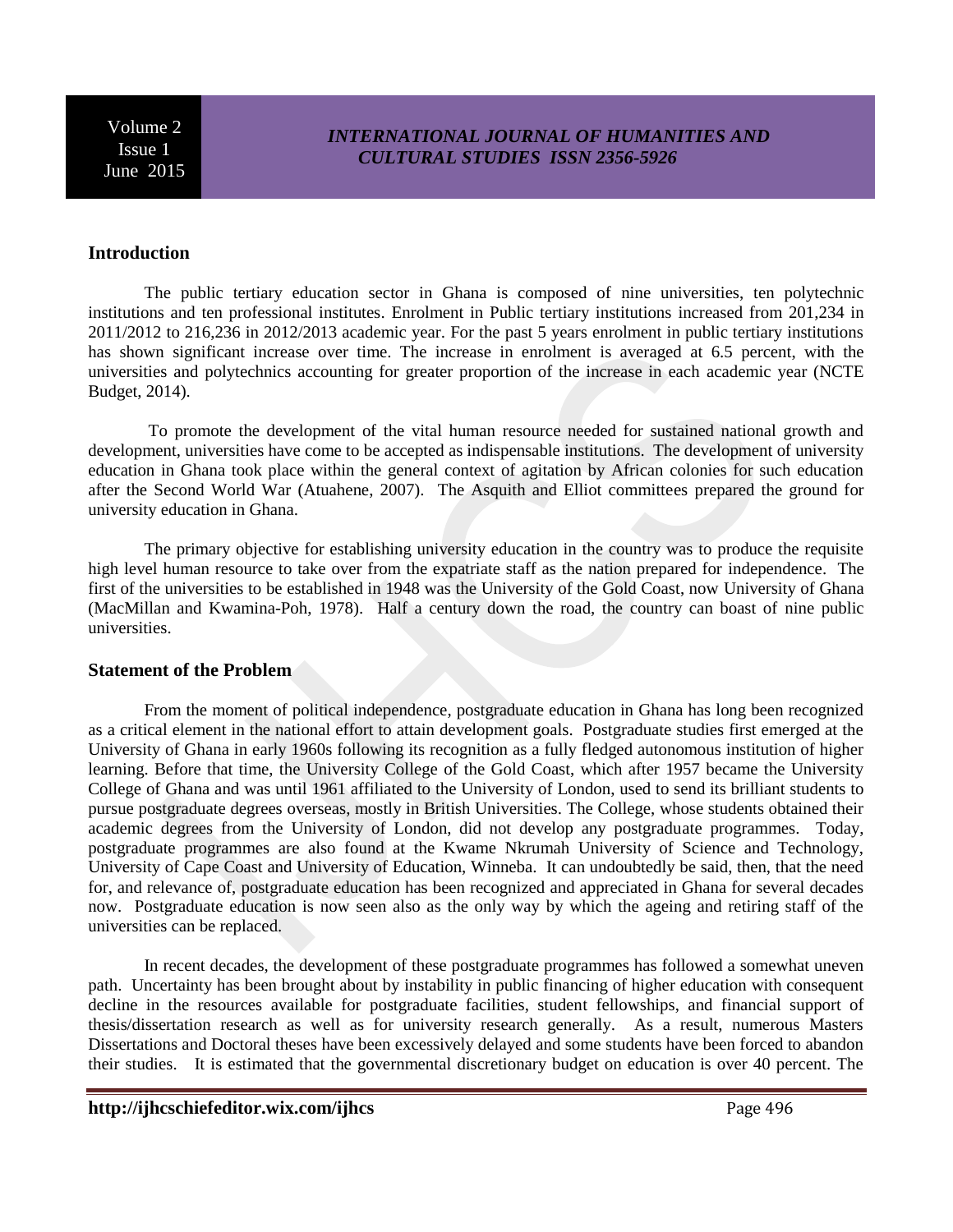## Introduction

The public tertiary education sector in Ghana is composed of nine universities, ten polytechnic institutions and ten professional institutes. Enrolment in Public tertiary institutions increased from 201,234 in 2011/2012 to 216,236 in 2012/2013 academic year. For the past 5 years enrolment in public tertiary institutions has shown significant increase over time. The increase in enrolment is averaged at 6.5 percent, with the universities and polytechnics accounting for greater proportion of the increase in each academic year (NCTE Budget, 2014).

To promote the development of the vital human resource needed for sustained national growth and development, universities have come to be accepted as indispensable institutions. The development of university education in Ghana took place within the general context of agitation by African colonies for such education after the Second World War (Atuahene, 2007). The Asquith and Elliot committees prepared the ground for university education in Ghana.

The primary objective for establishing university education in the country was to produce the requisite high level human resource to take over from the expatriate staff as the nation prepared for independence. The first of the universities to be established in 1948 was the University of the Gold Coast, now University of Ghana (MacMillan and Kwamina-Poh, 1978). Half a century down the road, the country can boast of nine public universities.

## Statement of the Problem

From the moment of political independence, postgraduate education in Ghana has long been recognized as a critical element in the national effort to attain development goals. Postgraduate studies first emerged at the University of Ghana in early 1960s following its recognition as a fully fledged autonomous institution of higher learning. Before that time, the University College of the Gold Coast, which after 1957 became the University College of Ghana and was until 1961 affiliated to the University of London, used to send its brilliant students to pursue postgraduate degrees overseas, mostly in British Universities. The College, whose students obtained their academic degrees from the University of London, did not develop any postgraduate programmes. Today, postgraduate programmes are also found at the Kwame Nkrumah University of Science and Technology, University of Cape Coast and University of Education, Winneba. It can undoubtedly be said, then, that the need for, and relevance of, postgraduate education has been recognized and appreciated in Ghana for several decades now. Postgraduate education is now seen also as the only way by which the ageing and retiring staff of the universities can be replaced.

In recent decades, the development of these postgraduate programmes has followed a somewhat uneven path. Uncertainty has been brought about by instability in public financing of higher education with consequent decline in the resources available for postgraduate facilities, student fellowships, and financial support of thesis/dissertation research as well as for university research generally. As a result, numerous Masters Dissertations and Doctoral theses have been excessively delayed and some students have been forced to abandon their studies. It is estimated that the governmental discretionary budget on education is over 40 percent. The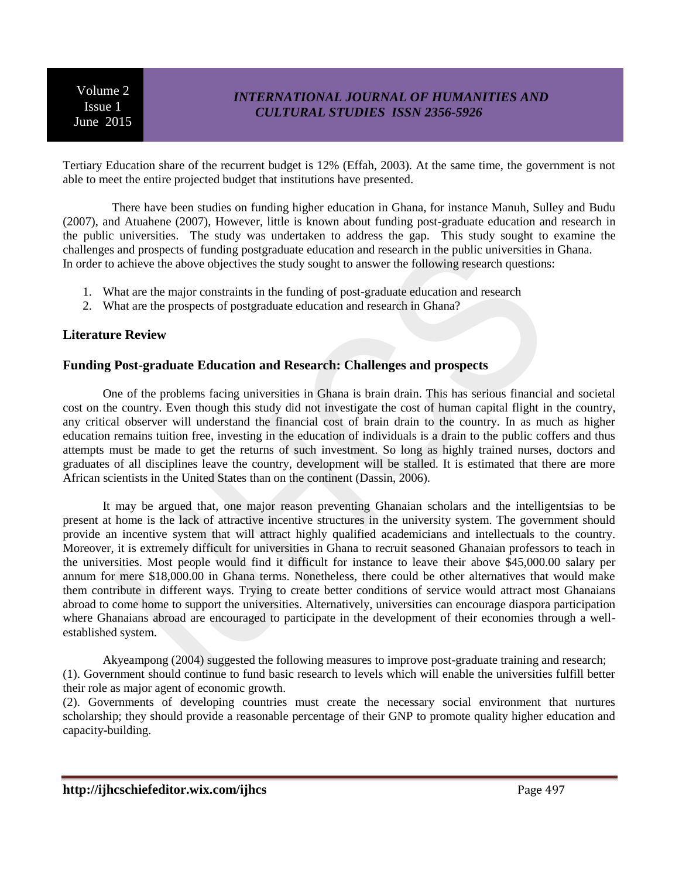Tertiary Education share of the recurrent budget is 12% (Effah, 2003). At the same time, the government is not able to meet the entire projected budget that institutions have presented.

There have been studies on funding higher education in Ghana, for instance Manuh, Sulley and Budu (2007), and Atuahene (2007), However, little is known about funding post-graduate education and research in the public universities. The study was undertaken to address the gap. This study sought to examine the challenges and prospects of funding postgraduate education and research in the public universities in Ghana. In order to achieve the above objectives the study sought to answer the following research questions:

1. What are the major constraints in the funding of post-graduate education and research
2. What are the prospects of postgraduate education and research in Ghana?

## Literature Review

### Funding Post-graduate Education and Research: Challenges and prospects

One of the problems facing universities in Ghana is brain drain. This has serious financial and societal cost on the country. Even though this study did not investigate the cost of human capital flight in the country, any critical observer will understand the financial cost of brain drain to the country. In as much as higher education remains tuition free, investing in the education of individuals is a drain to the public coffers and thus attempts must be made to get the returns of such investment. So long as highly trained nurses, doctors and graduates of all disciplines leave the country, development will be stalled. It is estimated that there are more African scientists in the United States than on the continent (Dassin, 2006).

It may be argued that, one major reason preventing Ghanaian scholars and the intelligentsias to be present at home is the lack of attractive incentive structures in the university system. The government should provide an incentive system that will attract highly qualified academicians and intellectuals to the country. Moreover, it is extremely difficult for universities in Ghana to recruit seasoned Ghanaian professors to teach in the universities. Most people would find it difficult for instance to leave their above $45,000.00 salary per annum for mere $18,000.00 in Ghana terms. Nonetheless, there could be other alternatives that would make them contribute in different ways. Trying to create better conditions of service would attract most Ghanaians abroad to come home to support the universities. Alternatively, universities can encourage diaspora participation where Ghanaians abroad are encouraged to participate in the development of their economies through a well-established system.

Akyeampong (2004) suggested the following measures to improve post-graduate training and research;
(1). Government should continue to fund basic research to levels which will enable the universities fulfill better their role as major agent of economic growth.
(2). Governments of developing countries must create the necessary social environment that nurtures scholarship; they should provide a reasonable percentage of their GNP to promote quality higher education and capacity-building.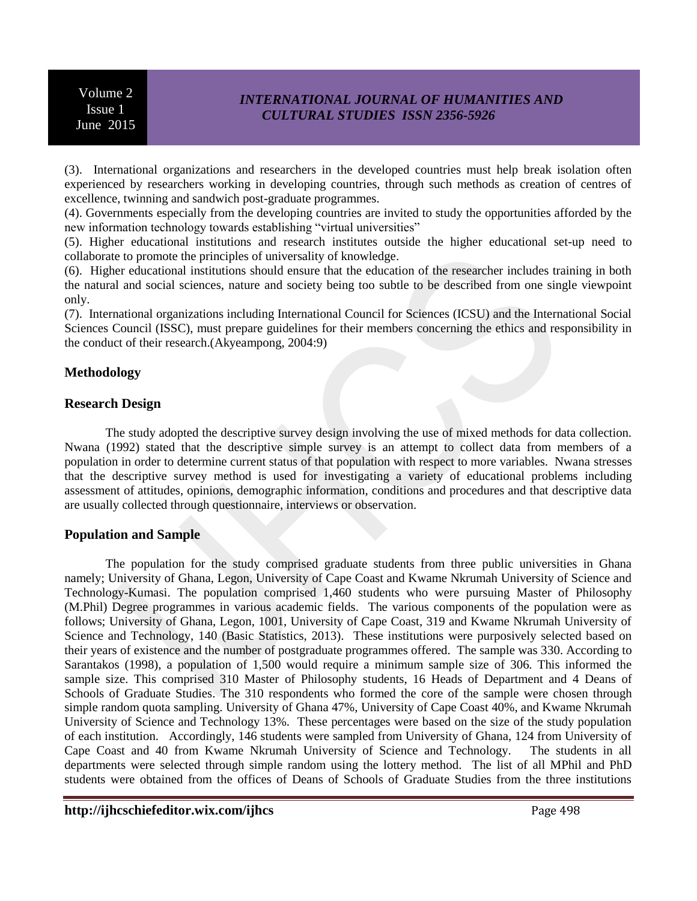(3). International organizations and researchers in the developed countries must help break isolation often experienced by researchers working in developing countries, through such methods as creation of centres of excellence, twinning and sandwich post-graduate programmes.

(4). Governments especially from the developing countries are invited to study the opportunities afforded by the new information technology towards establishing "virtual universities"

(5). Higher educational institutions and research institutes outside the higher educational set-up need to collaborate to promote the principles of universality of knowledge.

(6). Higher educational institutions should ensure that the education of the researcher includes training in both the natural and social sciences, nature and society being too subtle to be described from one single viewpoint only.

(7). International organizations including International Council for Sciences (ICSU) and the International Social Sciences Council (ISSC), must prepare guidelines for their members concerning the ethics and responsibility in the conduct of their research.(Akyeampong, 2004:9)

## Methodology

### Research Design

The study adopted the descriptive survey design involving the use of mixed methods for data collection. Nwana (1992) stated that the descriptive simple survey is an attempt to collect data from members of a population in order to determine current status of that population with respect to more variables. Nwana stresses that the descriptive survey method is used for investigating a variety of educational problems including assessment of attitudes, opinions, demographic information, conditions and procedures and that descriptive data are usually collected through questionnaire, interviews or observation.

### Population and Sample

The population for the study comprised graduate students from three public universities in Ghana namely; University of Ghana, Legon, University of Cape Coast and Kwame Nkrumah University of Science and Technology-Kumasi. The population comprised 1,460 students who were pursuing Master of Philosophy (M.Phil) Degree programmes in various academic fields. The various components of the population were as follows; University of Ghana, Legon, 1001, University of Cape Coast, 319 and Kwame Nkrumah University of Science and Technology, 140 (Basic Statistics, 2013). These institutions were purposively selected based on their years of existence and the number of postgraduate programmes offered. The sample was 330. According to Sarantakos (1998), a population of 1,500 would require a minimum sample size of 306. This informed the sample size. This comprised 310 Master of Philosophy students, 16 Heads of Department and 4 Deans of Schools of Graduate Studies. The 310 respondents who formed the core of the sample were chosen through simple random quota sampling. University of Ghana 47%, University of Cape Coast 40%, and Kwame Nkrumah University of Science and Technology 13%. These percentages were based on the size of the study population of each institution. Accordingly, 146 students were sampled from University of Ghana, 124 from University of Cape Coast and 40 from Kwame Nkrumah University of Science and Technology. The students in all departments were selected through simple random using the lottery method. The list of all MPhil and PhD students were obtained from the offices of Deans of Schools of Graduate Studies from the three institutions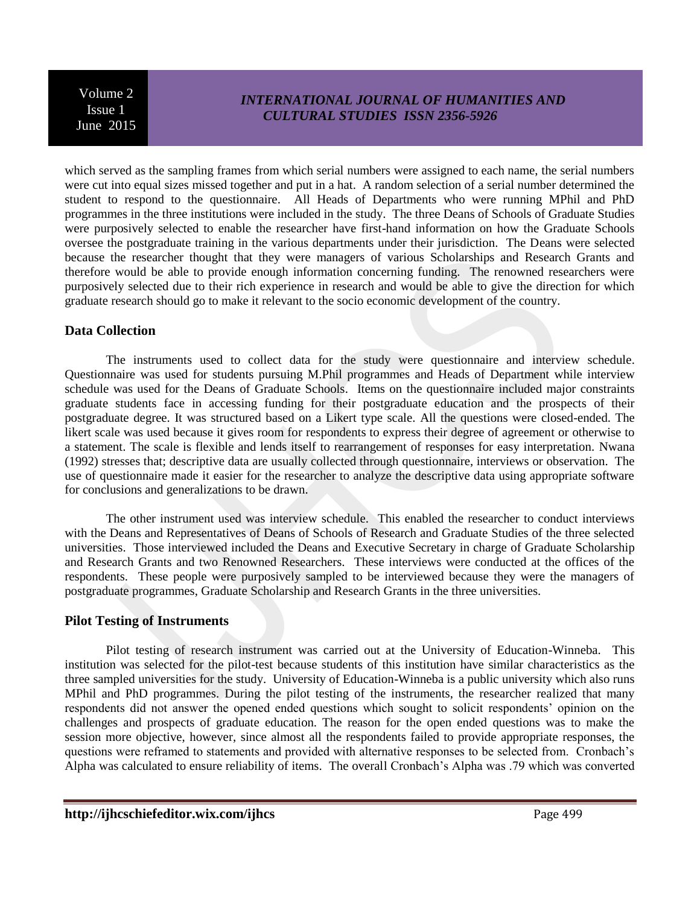which served as the sampling frames from which serial numbers were assigned to each name, the serial numbers were cut into equal sizes missed together and put in a hat. A random selection of a serial number determined the student to respond to the questionnaire. All Heads of Departments who were running MPhil and PhD programmes in the three institutions were included in the study. The three Deans of Schools of Graduate Studies were purposively selected to enable the researcher have first-hand information on how the Graduate Schools oversee the postgraduate training in the various departments under their jurisdiction. The Deans were selected because the researcher thought that they were managers of various Scholarships and Research Grants and therefore would be able to provide enough information concerning funding. The renowned researchers were purposively selected due to their rich experience in research and would be able to give the direction for which graduate research should go to make it relevant to the socio economic development of the country.

## Data Collection

The instruments used to collect data for the study were questionnaire and interview schedule. Questionnaire was used for students pursuing M.Phil programmes and Heads of Department while interview schedule was used for the Deans of Graduate Schools. Items on the questionnaire included major constraints graduate students face in accessing funding for their postgraduate education and the prospects of their postgraduate degree. It was structured based on a Likert type scale. All the questions were closed-ended. The likert scale was used because it gives room for respondents to express their degree of agreement or otherwise to a statement. The scale is flexible and lends itself to rearrangement of responses for easy interpretation. Nwana (1992) stresses that; descriptive data are usually collected through questionnaire, interviews or observation. The use of questionnaire made it easier for the researcher to analyze the descriptive data using appropriate software for conclusions and generalizations to be drawn.

The other instrument used was interview schedule. This enabled the researcher to conduct interviews with the Deans and Representatives of Deans of Schools of Research and Graduate Studies of the three selected universities. Those interviewed included the Deans and Executive Secretary in charge of Graduate Scholarship and Research Grants and two Renowned Researchers. These interviews were conducted at the offices of the respondents. These people were purposively sampled to be interviewed because they were the managers of postgraduate programmes, Graduate Scholarship and Research Grants in the three universities.

## Pilot Testing of Instruments

Pilot testing of research instrument was carried out at the University of Education-Winneba. This institution was selected for the pilot-test because students of this institution have similar characteristics as the three sampled universities for the study. University of Education-Winneba is a public university which also runs MPhil and PhD programmes. During the pilot testing of the instruments, the researcher realized that many respondents did not answer the opened ended questions which sought to solicit respondents' opinion on the challenges and prospects of graduate education. The reason for the open ended questions was to make the session more objective, however, since almost all the respondents failed to provide appropriate responses, the questions were reframed to statements and provided with alternative responses to be selected from. Cronbach's Alpha was calculated to ensure reliability of items. The overall Cronbach's Alpha was .79 which was converted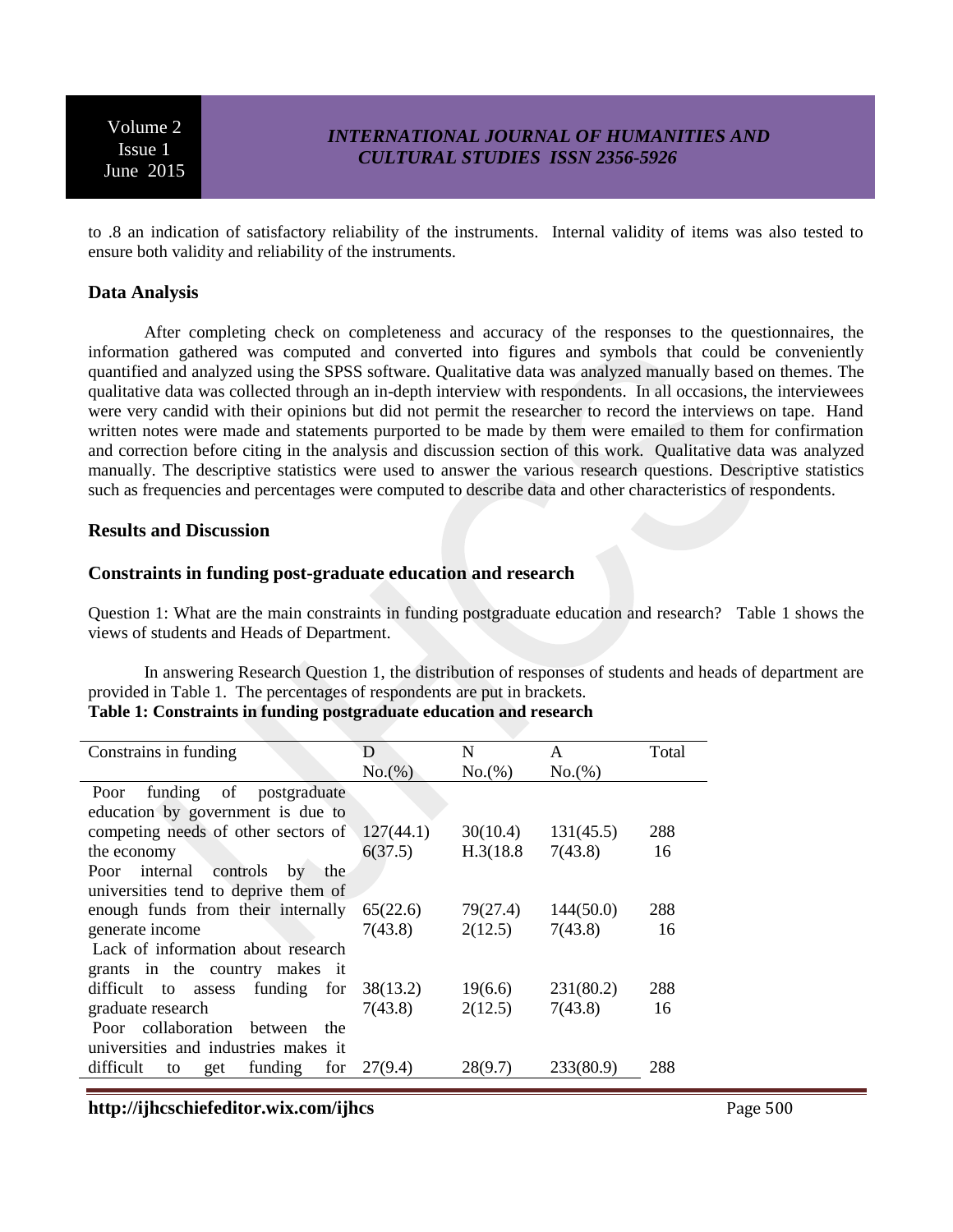to .8 an indication of satisfactory reliability of the instruments. Internal validity of items was also tested to ensure both validity and reliability of the instruments.

### Data Analysis

After completing check on completeness and accuracy of the responses to the questionnaires, the information gathered was computed and converted into figures and symbols that could be conveniently quantified and analyzed using the SPSS software. Qualitative data was analyzed manually based on themes. The qualitative data was collected through an in-depth interview with respondents. In all occasions, the interviewees were very candid with their opinions but did not permit the researcher to record the interviews on tape. Hand written notes were made and statements purported to be made by them were emailed to them for confirmation and correction before citing in the analysis and discussion section of this work. Qualitative data was analyzed manually. The descriptive statistics were used to answer the various research questions. Descriptive statistics such as frequencies and percentages were computed to describe data and other characteristics of respondents.

## Results and Discussion

### Constraints in funding post-graduate education and research

Question 1: What are the main constraints in funding postgraduate education and research? Table 1 shows the views of students and Heads of Department.

In answering Research Question 1, the distribution of responses of students and heads of department are provided in Table 1. The percentages of respondents are put in brackets.

**Table 1: Constraints in funding postgraduate education and research**

| Constrains in funding | D No.(%) | N No.(%) | A No.(%) | Total |
|---|---|---|---|---|
| Poor funding of postgraduate education by government is due to competing needs of other sectors of the economy | 127(44.1)<br>6(37.5) | 30(10.4)<br>H.3(18.8 | 131(45.5)<br>7(43.8) | 288<br>16 |
| Poor internal controls by the universities tend to deprive them of enough funds from their internally generate income | 65(22.6)<br>7(43.8) | 79(27.4)<br>2(12.5) | 144(50.0)<br>7(43.8) | 288<br>16 |
| Lack of information about research grants in the country makes it difficult to assess funding for graduate research | 38(13.2)<br>7(43.8) | 19(6.6)<br>2(12.5) | 231(80.2)<br>7(43.8) | 288<br>16 |
| Poor collaboration between the universities and industries makes it difficult to get funding for | 27(9.4) | 28(9.7) | 233(80.9) | 288 |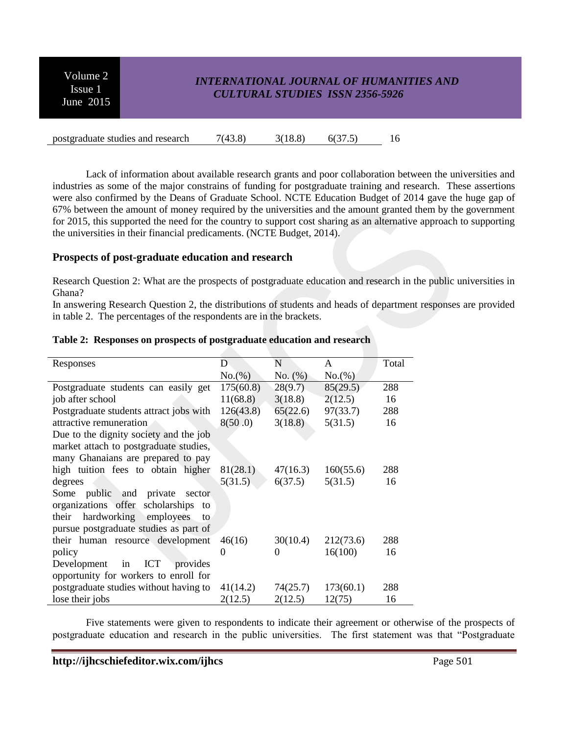| | | | | |
|---|---|---|---|---|
| postgraduate studies and research | 7(43.8) | 3(18.8) | 6(37.5) | 16 |

Lack of information about available research grants and poor collaboration between the universities and industries as some of the major constrains of funding for postgraduate training and research. These assertions were also confirmed by the Deans of Graduate School. NCTE Education Budget of 2014 gave the huge gap of 67% between the amount of money required by the universities and the amount granted them by the government for 2015, this supported the need for the country to support cost sharing as an alternative approach to supporting the universities in their financial predicaments. (NCTE Budget, 2014).

## Prospects of post-graduate education and research

Research Question 2: What are the prospects of postgraduate education and research in the public universities in Ghana?

In answering Research Question 2, the distributions of students and heads of department responses are provided in table 2. The percentages of the respondents are in the brackets.

**Table 2: Responses on prospects of postgraduate education and research**

| Responses | D<br>No.(%) | N<br>No. (%) | A<br>No.(%) | Total |
|---|---|---|---|---|
| Postgraduate students can easily get job after school | 175(60.8)<br>11(68.8) | 28(9.7)<br>3(18.8) | 85(29.5)<br>2(12.5) | 288<br>16 |
| Postgraduate students attract jobs with attractive remuneration | 126(43.8)<br>8(50 .0) | 65(22.6)<br>3(18.8) | 97(33.7)<br>5(31.5) | 288<br>16 |
| Due to the dignity society and the job market attach to postgraduate studies, many Ghanaians are prepared to pay high tuition fees to obtain higher degrees | 81(28.1)<br>5(31.5) | 47(16.3)<br>6(37.5) | 160(55.6)<br>5(31.5) | 288<br>16 |
| Some public and private sector organizations offer scholarships to their hardworking employees to pursue postgraduate studies as part of their human resource development policy | 46(16)<br>0 | 30(10.4)<br>0 | 212(73.6)<br>16(100) | 288<br>16 |
| Development in ICT provides opportunity for workers to enroll for postgraduate studies without having to lose their jobs | 41(14.2)<br>2(12.5) | 74(25.7)<br>2(12.5) | 173(60.1)<br>12(75) | 288<br>16 |

Five statements were given to respondents to indicate their agreement or otherwise of the prospects of postgraduate education and research in the public universities. The first statement was that "Postgraduate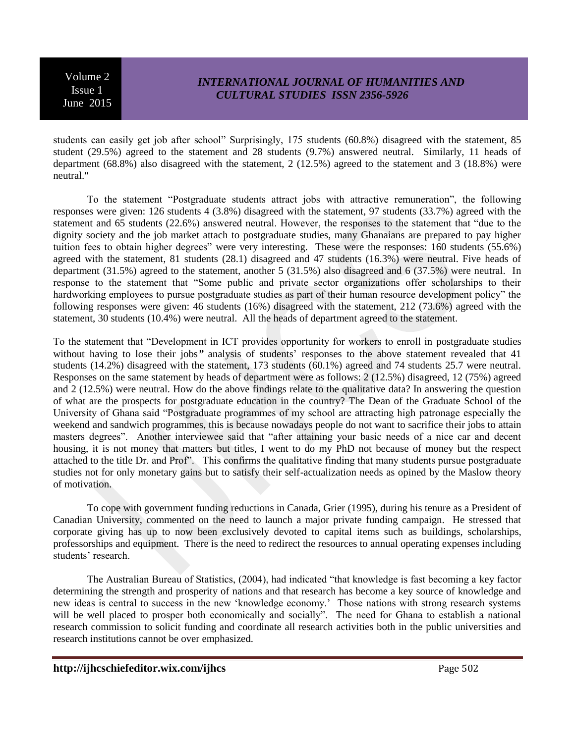students can easily get job after school" Surprisingly, 175 students (60.8%) disagreed with the statement, 85 student (29.5%) agreed to the statement and 28 students (9.7%) answered neutral. Similarly, 11 heads of department (68.8%) also disagreed with the statement, 2 (12.5%) agreed to the statement and 3 (18.8%) were neutral."

To the statement "Postgraduate students attract jobs with attractive remuneration", the following responses were given: 126 students 4 (3.8%) disagreed with the statement, 97 students (33.7%) agreed with the statement and 65 students (22.6%) answered neutral. However, the responses to the statement that "due to the dignity society and the job market attach to postgraduate studies, many Ghanaians are prepared to pay higher tuition fees to obtain higher degrees" were very interesting. These were the responses: 160 students (55.6%) agreed with the statement, 81 students (28.1) disagreed and 47 students (16.3%) were neutral. Five heads of department (31.5%) agreed to the statement, another 5 (31.5%) also disagreed and 6 (37.5%) were neutral. In response to the statement that "Some public and private sector organizations offer scholarships to their hardworking employees to pursue postgraduate studies as part of their human resource development policy" the following responses were given: 46 students (16%) disagreed with the statement, 212 (73.6%) agreed with the statement, 30 students (10.4%) were neutral. All the heads of department agreed to the statement.

To the statement that "Development in ICT provides opportunity for workers to enroll in postgraduate studies without having to lose their jobs**"** analysis of students' responses to the above statement revealed that 41 students (14.2%) disagreed with the statement, 173 students (60.1%) agreed and 74 students 25.7 were neutral. Responses on the same statement by heads of department were as follows: 2 (12.5%) disagreed, 12 (75%) agreed and 2 (12.5%) were neutral. How do the above findings relate to the qualitative data? In answering the question of what are the prospects for postgraduate education in the country? The Dean of the Graduate School of the University of Ghana said "Postgraduate programmes of my school are attracting high patronage especially the weekend and sandwich programmes, this is because nowadays people do not want to sacrifice their jobs to attain masters degrees". Another interviewee said that "after attaining your basic needs of a nice car and decent housing, it is not money that matters but titles, I went to do my PhD not because of money but the respect attached to the title Dr. and Prof". This confirms the qualitative finding that many students pursue postgraduate studies not for only monetary gains but to satisfy their self-actualization needs as opined by the Maslow theory of motivation.

To cope with government funding reductions in Canada, Grier (1995), during his tenure as a President of Canadian University, commented on the need to launch a major private funding campaign. He stressed that corporate giving has up to now been exclusively devoted to capital items such as buildings, scholarships, professorships and equipment. There is the need to redirect the resources to annual operating expenses including students' research.

The Australian Bureau of Statistics, (2004), had indicated "that knowledge is fast becoming a key factor determining the strength and prosperity of nations and that research has become a key source of knowledge and new ideas is central to success in the new 'knowledge economy.' Those nations with strong research systems will be well placed to prosper both economically and socially". The need for Ghana to establish a national research commission to solicit funding and coordinate all research activities both in the public universities and research institutions cannot be over emphasized.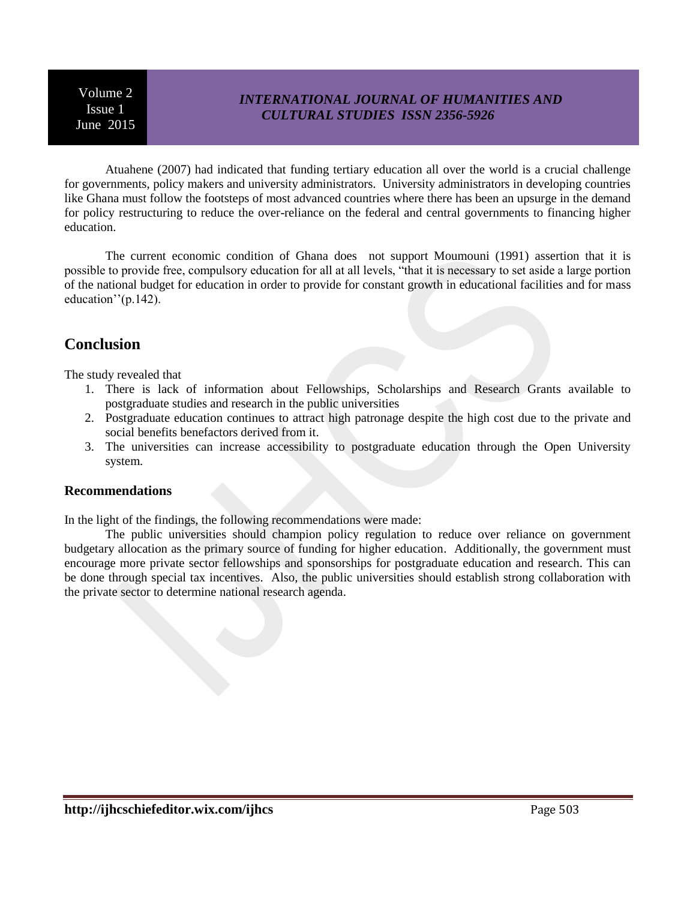Atuahene (2007) had indicated that funding tertiary education all over the world is a crucial challenge for governments, policy makers and university administrators. University administrators in developing countries like Ghana must follow the footsteps of most advanced countries where there has been an upsurge in the demand for policy restructuring to reduce the over-reliance on the federal and central governments to financing higher education.

The current economic condition of Ghana does not support Moumouni (1991) assertion that it is possible to provide free, compulsory education for all at all levels, "that it is necessary to set aside a large portion of the national budget for education in order to provide for constant growth in educational facilities and for mass education''(p.142).

## Conclusion

The study revealed that

1. There is lack of information about Fellowships, Scholarships and Research Grants available to postgraduate studies and research in the public universities
2. Postgraduate education continues to attract high patronage despite the high cost due to the private and social benefits benefactors derived from it.
3. The universities can increase accessibility to postgraduate education through the Open University system.

### Recommendations

In the light of the findings, the following recommendations were made:

The public universities should champion policy regulation to reduce over reliance on government budgetary allocation as the primary source of funding for higher education. Additionally, the government must encourage more private sector fellowships and sponsorships for postgraduate education and research. This can be done through special tax incentives. Also, the public universities should establish strong collaboration with the private sector to determine national research agenda.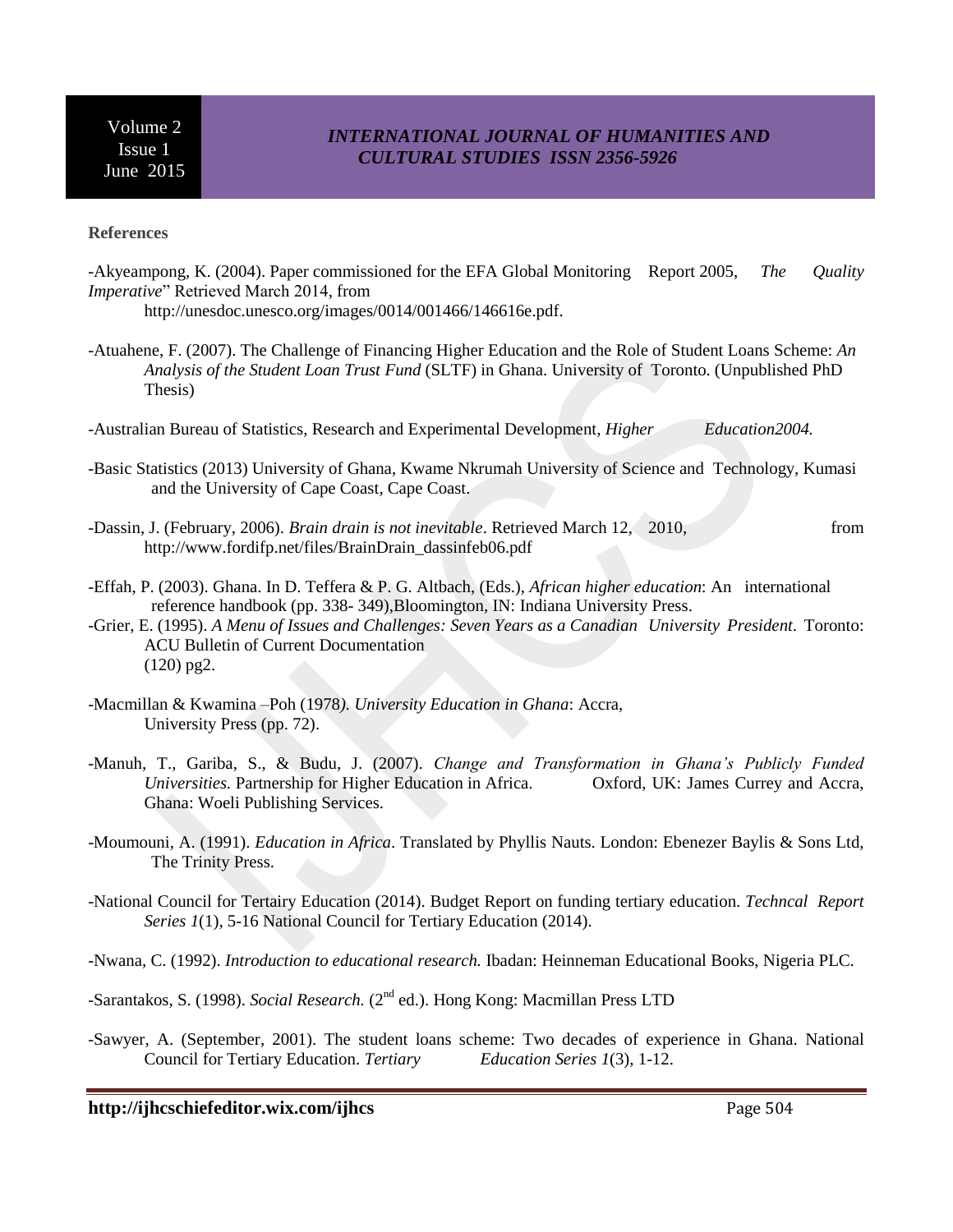**References**

-Akyeampong, K. (2004). Paper commissioned for the EFA Global Monitoring Report 2005, *The Quality Imperative*" Retrieved March 2014, from http://unesdoc.unesco.org/images/0014/001466/146616e.pdf.

-Atuahene, F. (2007). The Challenge of Financing Higher Education and the Role of Student Loans Scheme: *An Analysis of the Student Loan Trust Fund* (SLTF) in Ghana. University of Toronto. (Unpublished PhD Thesis)

-Australian Bureau of Statistics, Research and Experimental Development, *Higher Education2004.*

-Basic Statistics (2013) University of Ghana, Kwame Nkrumah University of Science and Technology, Kumasi and the University of Cape Coast, Cape Coast.

-Dassin, J. (February, 2006). *Brain drain is not inevitable*. Retrieved March 12, 2010, from http://www.fordifp.net/files/BrainDrain_dassinfeb06.pdf

-Effah, P. (2003). Ghana. In D. Teffera & P. G. Altbach, (Eds.), *African higher education*: An international reference handbook (pp. 338- 349),Bloomington, IN: Indiana University Press.

-Grier, E. (1995). *A Menu of Issues and Challenges: Seven Years as a Canadian University President*. Toronto: ACU Bulletin of Current Documentation (120) pg2.

-Macmillan & Kwamina –Poh (1978*). University Education in Ghana*: Accra, University Press (pp. 72).

-Manuh, T., Gariba, S., & Budu, J. (2007). *Change and Transformation in Ghana's Publicly Funded Universities.* Partnership for Higher Education in Africa. Oxford, UK: James Currey and Accra, Ghana: Woeli Publishing Services.

-Moumouni, A. (1991). *Education in Africa*. Translated by Phyllis Nauts. London: Ebenezer Baylis & Sons Ltd, The Trinity Press.

-National Council for Tertairy Education (2014). Budget Report on funding tertiary education. *Techncal Report Series 1*(1), 5-16 National Council for Tertiary Education (2014).

-Nwana, C. (1992). *Introduction to educational research.* Ibadan: Heinneman Educational Books, Nigeria PLC.

-Sarantakos, S. (1998). *Social Research.* (2nd ed.). Hong Kong: Macmillan Press LTD

-Sawyer, A. (September, 2001). The student loans scheme: Two decades of experience in Ghana. National Council for Tertiary Education. *Tertiary Education Series 1*(3), 1-12.